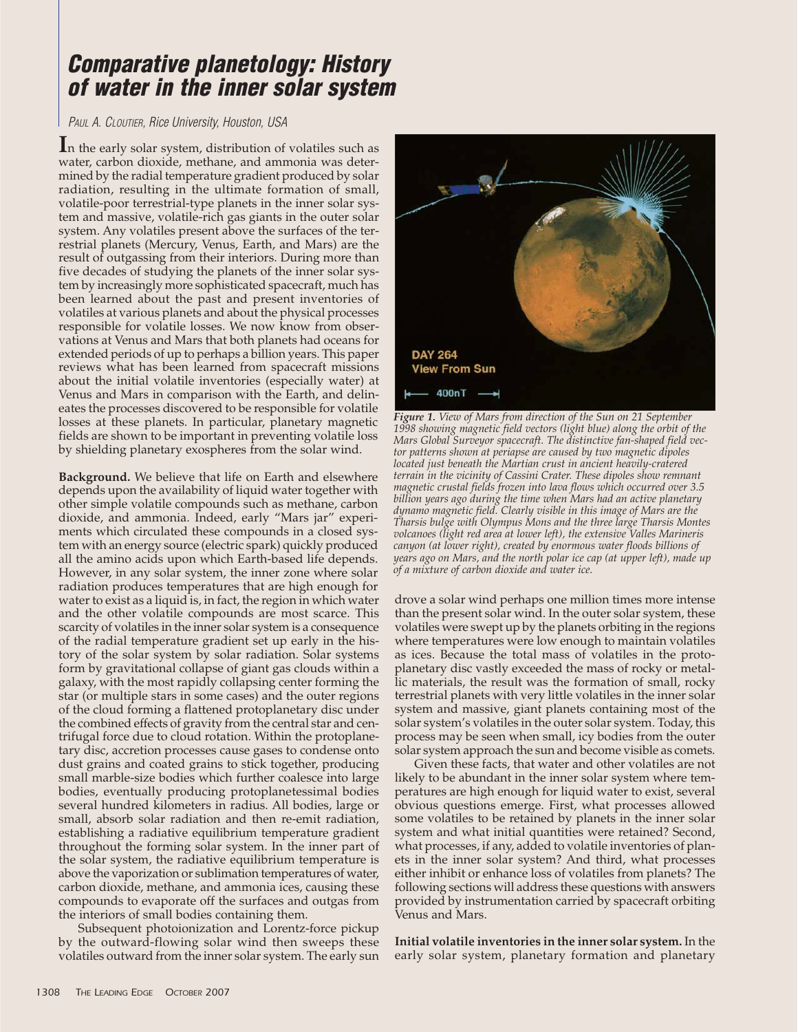# Comparative planetology: History of water in the inner solar system

PAUL A. CLOUTIER, Rice University, Houston, USA

In the early solar system, distribution of volatiles such as water, carbon dioxide, methane, and ammonia was determined by the radial temperature gradient produced by solar radiation, resulting in the ultimate formation of small, volatile-poor terrestrial-type planets in the inner solar system and massive, volatile-rich gas giants in the outer solar system. Any volatiles present above the surfaces of the terrestrial planets (Mercury, Venus, Earth, and Mars) are the result of outgassing from their interiors. During more than five decades of studying the planets of the inner solar system by increasingly more sophisticated spacecraft, much has been learned about the past and present inventories of volatiles at various planets and about the physical processes responsible for volatile losses. We now know from observations at Venus and Mars that both planets had oceans for extended periods of up to perhaps a billion years. This paper reviews what has been learned from spacecraft missions about the initial volatile inventories (especially water) at Venus and Mars in comparison with the Earth, and delineates the processes discovered to be responsible for volatile losses at these planets. In particular, planetary magnetic fields are shown to be important in preventing volatile loss by shielding planetary exospheres from the solar wind.

**Background.** We believe that life on Earth and elsewhere depends upon the availability of liquid water together with other simple volatile compounds such as methane, carbon dioxide, and ammonia. Indeed, early "Mars jar" experiments which circulated these compounds in a closed system with an energy source (electric spark) quickly produced all the amino acids upon which Earth-based life depends. However, in any solar system, the inner zone where solar radiation produces temperatures that are high enough for water to exist as a liquid is, in fact, the region in which water and the other volatile compounds are most scarce. This scarcity of volatiles in the inner solar system is a consequence of the radial temperature gradient set up early in the history of the solar system by solar radiation. Solar systems form by gravitational collapse of giant gas clouds within a galaxy, with the most rapidly collapsing center forming the star (or multiple stars in some cases) and the outer regions of the cloud forming a flattened protoplanetary disc under the combined effects of gravity from the central star and centrifugal force due to cloud rotation. Within the protoplanetary disc, accretion processes cause gases to condense onto dust grains and coated grains to stick together, producing small marble-size bodies which further coalesce into large bodies, eventually producing protoplanetessimal bodies several hundred kilometers in radius. All bodies, large or small, absorb solar radiation and then re-emit radiation, establishing a radiative equilibrium temperature gradient throughout the forming solar system. In the inner part of the solar system, the radiative equilibrium temperature is above the vaporization or sublimation temperatures of water, carbon dioxide, methane, and ammonia ices, causing these compounds to evaporate off the surfaces and outgas from the interiors of small bodies containing them.

Subsequent photoionization and Lorentz-force pickup by the outward-flowing solar wind then sweeps these volatiles outward from the inner solar system. The early sun drove a solar wind perhaps one million times more intense than the present solar wind. In the outer solar system, these volatiles were swept up by the planets orbiting in the regions where temperatures were low enough to maintain volatiles as ices. Because the total mass of volatiles in the protoplanetary disc vastly exceeded the mass of rocky or metallic materials, the result was the formation of small, rocky terrestrial planets with very little volatiles in the inner solar system and massive, giant planets containing most of the solar system's volatiles in the outer solar system. Today, this process may be seen when small, icy bodies from the outer solar system approach the sun and become visible as comets.

*Figure 1. View of Mars from direction of the Sun on 21 September 1998 showing magnetic field vectors (light blue) along the orbit of the Mars Global Surveyor spacecraft. The distinctive fan-shaped field vector patterns shown at periapse are caused by two magnetic dipoles located just beneath the Martian crust in ancient heavily-cratered terrain in the vicinity of Cassini Crater. These dipoles show remnant magnetic crustal fields frozen into lava flows which occurred over 3.5 billion years ago during the time when Mars had an active planetary dynamo magnetic field. Clearly visible in this image of Mars are the Tharsis bulge with Olympus Mons and the three large Tharsis Montes volcanoes (light red area at lower left), the extensive Valles Marineris canyon (at lower right), created by enormous water floods billions of years ago on Mars, and the north polar ice cap (at upper left), made up of a mixture of carbon dioxide and water ice.*

Given these facts, that water and other volatiles are not likely to be abundant in the inner solar system where temperatures are high enough for liquid water to exist, several obvious questions emerge. First, what processes allowed some volatiles to be retained by planets in the inner solar system and what initial quantities were retained? Second, what processes, if any, added to volatile inventories of planets in the inner solar system? And third, what processes either inhibit or enhance loss of volatiles from planets? The following sections will address these questions with answers provided by instrumentation carried by spacecraft orbiting Venus and Mars.

**Initial volatile inventories in the inner solar system.** In the early solar system, planetary formation and planetary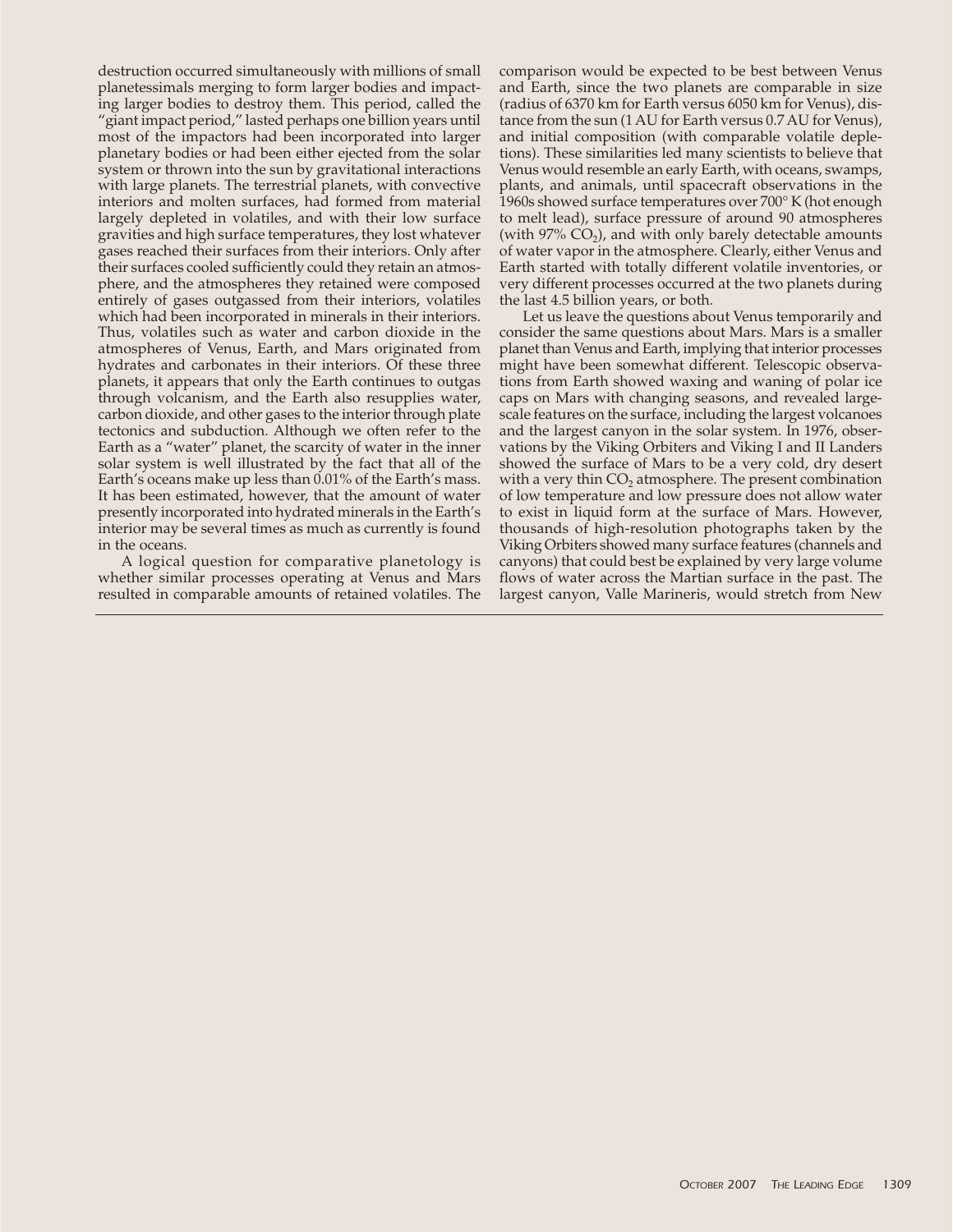destruction occurred simultaneously with millions of small planetessimals merging to form larger bodies and impacting larger bodies to destroy them. This period, called the "giant impact period," lasted perhaps one billion years until most of the impactors had been incorporated into larger planetary bodies or had been either ejected from the solar system or thrown into the sun by gravitational interactions with large planets. The terrestrial planets, with convective interiors and molten surfaces, had formed from material largely depleted in volatiles, and with their low surface gravities and high surface temperatures, they lost whatever gases reached their surfaces from their interiors. Only after their surfaces cooled sufficiently could they retain an atmosphere, and the atmospheres they retained were composed entirely of gases outgassed from their interiors, volatiles which had been incorporated in minerals in their interiors. Thus, volatiles such as water and carbon dioxide in the atmospheres of Venus, Earth, and Mars originated from hydrates and carbonates in their interiors. Of these three planets, it appears that only the Earth continues to outgas through volcanism, and the Earth also resupplies water, carbon dioxide, and other gases to the interior through plate tectonics and subduction. Although we often refer to the Earth as a "water" planet, the scarcity of water in the inner solar system is well illustrated by the fact that all of the Earth's oceans make up less than 0.01% of the Earth's mass. It has been estimated, however, that the amount of water presently incorporated into hydrated minerals in the Earth's interior may be several times as much as currently is found in the oceans.

A logical question for comparative planetology is whether similar processes operating at Venus and Mars resulted in comparable amounts of retained volatiles. The comparison would be expected to be best between Venus and Earth, since the two planets are comparable in size (radius of 6370 km for Earth versus 6050 km for Venus), distance from the sun (1 AU for Earth versus 0.7 AU for Venus), and initial composition (with comparable volatile depletions). These similarities led many scientists to believe that Venus would resemble an early Earth, with oceans, swamps, plants, and animals, until spacecraft observations in the 1960s showed surface temperatures over 700° K (hot enough to melt lead), surface pressure of around 90 atmospheres (with 97% $CO_2$), and with only barely detectable amounts of water vapor in the atmosphere. Clearly, either Venus and Earth started with totally different volatile inventories, or very different processes occurred at the two planets during the last 4.5 billion years, or both.

Let us leave the questions about Venus temporarily and consider the same questions about Mars. Mars is a smaller planet than Venus and Earth, implying that interior processes might have been somewhat different. Telescopic observations from Earth showed waxing and waning of polar ice caps on Mars with changing seasons, and revealed large-scale features on the surface, including the largest volcanoes and the largest canyon in the solar system. In 1976, observations by the Viking Orbiters and Viking I and II Landers showed the surface of Mars to be a very cold, dry desert with a very thin $CO_2$ atmosphere. The present combination of low temperature and low pressure does not allow water to exist in liquid form at the surface of Mars. However, thousands of high-resolution photographs taken by the Viking Orbiters showed many surface features (channels and canyons) that could best be explained by very large volume flows of water across the Martian surface in the past. The largest canyon, Valle Marineris, would stretch from New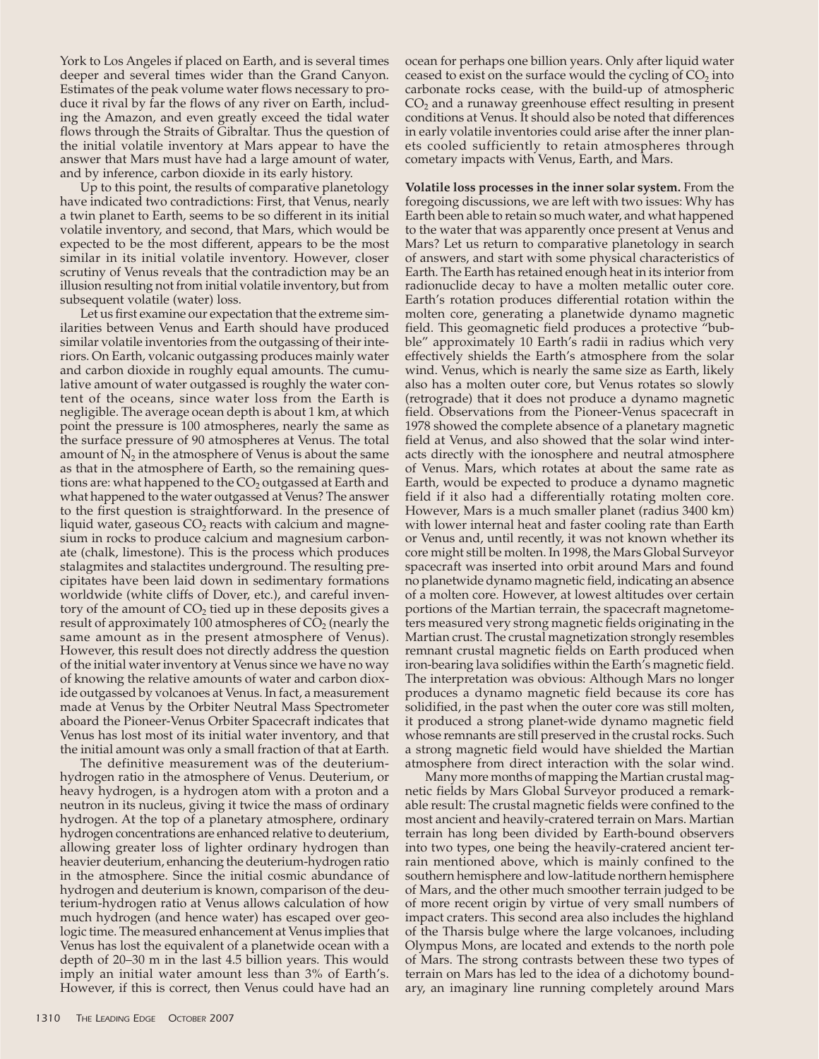York to Los Angeles if placed on Earth, and is several times deeper and several times wider than the Grand Canyon. Estimates of the peak volume water flows necessary to produce it rival by far the flows of any river on Earth, including the Amazon, and even greatly exceed the tidal water flows through the Straits of Gibraltar. Thus the question of the initial volatile inventory at Mars appear to have the answer that Mars must have had a large amount of water, and by inference, carbon dioxide in its early history.

Up to this point, the results of comparative planetology have indicated two contradictions: First, that Venus, nearly a twin planet to Earth, seems to be so different in its initial volatile inventory, and second, that Mars, which would be expected to be the most different, appears to be the most similar in its initial volatile inventory. However, closer scrutiny of Venus reveals that the contradiction may be an illusion resulting not from initial volatile inventory, but from subsequent volatile (water) loss.

Let us first examine our expectation that the extreme similarities between Venus and Earth should have produced similar volatile inventories from the outgassing of their interiors. On Earth, volcanic outgassing produces mainly water and carbon dioxide in roughly equal amounts. The cumulative amount of water outgassed is roughly the water content of the oceans, since water loss from the Earth is negligible. The average ocean depth is about 1 km, at which point the pressure is 100 atmospheres, nearly the same as the surface pressure of 90 atmospheres at Venus. The total amount of $N_2$ in the atmosphere of Venus is about the same as that in the atmosphere of Earth, so the remaining questions are: what happened to the $CO_2$ outgassed at Earth and what happened to the water outgassed at Venus? The answer to the first question is straightforward. In the presence of liquid water, gaseous $CO_2$ reacts with calcium and magnesium in rocks to produce calcium and magnesium carbonate (chalk, limestone). This is the process which produces stalagmites and stalactites underground. The resulting precipitates have been laid down in sedimentary formations worldwide (white cliffs of Dover, etc.), and careful inventory of the amount of $CO_2$ tied up in these deposits gives a result of approximately 100 atmospheres of $CO_2$ (nearly the same amount as in the present atmosphere of Venus). However, this result does not directly address the question of the initial water inventory at Venus since we have no way of knowing the relative amounts of water and carbon dioxide outgassed by volcanoes at Venus. In fact, a measurement made at Venus by the Orbiter Neutral Mass Spectrometer aboard the Pioneer-Venus Orbiter Spacecraft indicates that Venus has lost most of its initial water inventory, and that the initial amount was only a small fraction of that at Earth.

The definitive measurement was of the deuterium-hydrogen ratio in the atmosphere of Venus. Deuterium, or heavy hydrogen, is a hydrogen atom with a proton and a neutron in its nucleus, giving it twice the mass of ordinary hydrogen. At the top of a planetary atmosphere, ordinary hydrogen concentrations are enhanced relative to deuterium, allowing greater loss of lighter ordinary hydrogen than heavier deuterium, enhancing the deuterium-hydrogen ratio in the atmosphere. Since the initial cosmic abundance of hydrogen and deuterium is known, comparison of the deuterium-hydrogen ratio at Venus allows calculation of how much hydrogen (and hence water) has escaped over geologic time. The measured enhancement at Venus implies that Venus has lost the equivalent of a planetwide ocean with a depth of 20–30 m in the last 4.5 billion years. This would imply an initial water amount less than 3% of Earth's. However, if this is correct, then Venus could have had an ocean for perhaps one billion years. Only after liquid water ceased to exist on the surface would the cycling of $CO_2$ into carbonate rocks cease, with the build-up of atmospheric $CO_2$ and a runaway greenhouse effect resulting in present conditions at Venus. It should also be noted that differences in early volatile inventories could arise after the inner planets cooled sufficiently to retain atmospheres through cometary impacts with Venus, Earth, and Mars.

**Volatile loss processes in the inner solar system.** From the foregoing discussions, we are left with two issues: Why has Earth been able to retain so much water, and what happened to the water that was apparently once present at Venus and Mars? Let us return to comparative planetology in search of answers, and start with some physical characteristics of Earth. The Earth has retained enough heat in its interior from radionuclide decay to have a molten metallic outer core. Earth's rotation produces differential rotation within the molten core, generating a planetwide dynamo magnetic field. This geomagnetic field produces a protective "bubble" approximately 10 Earth's radii in radius which very effectively shields the Earth's atmosphere from the solar wind. Venus, which is nearly the same size as Earth, likely also has a molten outer core, but Venus rotates so slowly (retrograde) that it does not produce a dynamo magnetic field. Observations from the Pioneer-Venus spacecraft in 1978 showed the complete absence of a planetary magnetic field at Venus, and also showed that the solar wind interacts directly with the ionosphere and neutral atmosphere of Venus. Mars, which rotates at about the same rate as Earth, would be expected to produce a dynamo magnetic field if it also had a differentially rotating molten core. However, Mars is a much smaller planet (radius 3400 km) with lower internal heat and faster cooling rate than Earth or Venus and, until recently, it was not known whether its core might still be molten. In 1998, the Mars Global Surveyor spacecraft was inserted into orbit around Mars and found no planetwide dynamo magnetic field, indicating an absence of a molten core. However, at lowest altitudes over certain portions of the Martian terrain, the spacecraft magnetometers measured very strong magnetic fields originating in the Martian crust. The crustal magnetization strongly resembles remnant crustal magnetic fields on Earth produced when iron-bearing lava solidifies within the Earth's magnetic field. The interpretation was obvious: Although Mars no longer produces a dynamo magnetic field because its core has solidified, in the past when the outer core was still molten, it produced a strong planet-wide dynamo magnetic field whose remnants are still preserved in the crustal rocks. Such a strong magnetic field would have shielded the Martian atmosphere from direct interaction with the solar wind.

Many more months of mapping the Martian crustal magnetic fields by Mars Global Surveyor produced a remarkable result: The crustal magnetic fields were confined to the most ancient and heavily-cratered terrain on Mars. Martian terrain has long been divided by Earth-bound observers into two types, one being the heavily-cratered ancient terrain mentioned above, which is mainly confined to the southern hemisphere and low-latitude northern hemisphere of Mars, and the other much smoother terrain judged to be of more recent origin by virtue of very small numbers of impact craters. This second area also includes the highland of the Tharsis bulge where the large volcanoes, including Olympus Mons, are located and extends to the north pole of Mars. The strong contrasts between these two types of terrain on Mars has led to the idea of a dichotomy boundary, an imaginary line running completely around Mars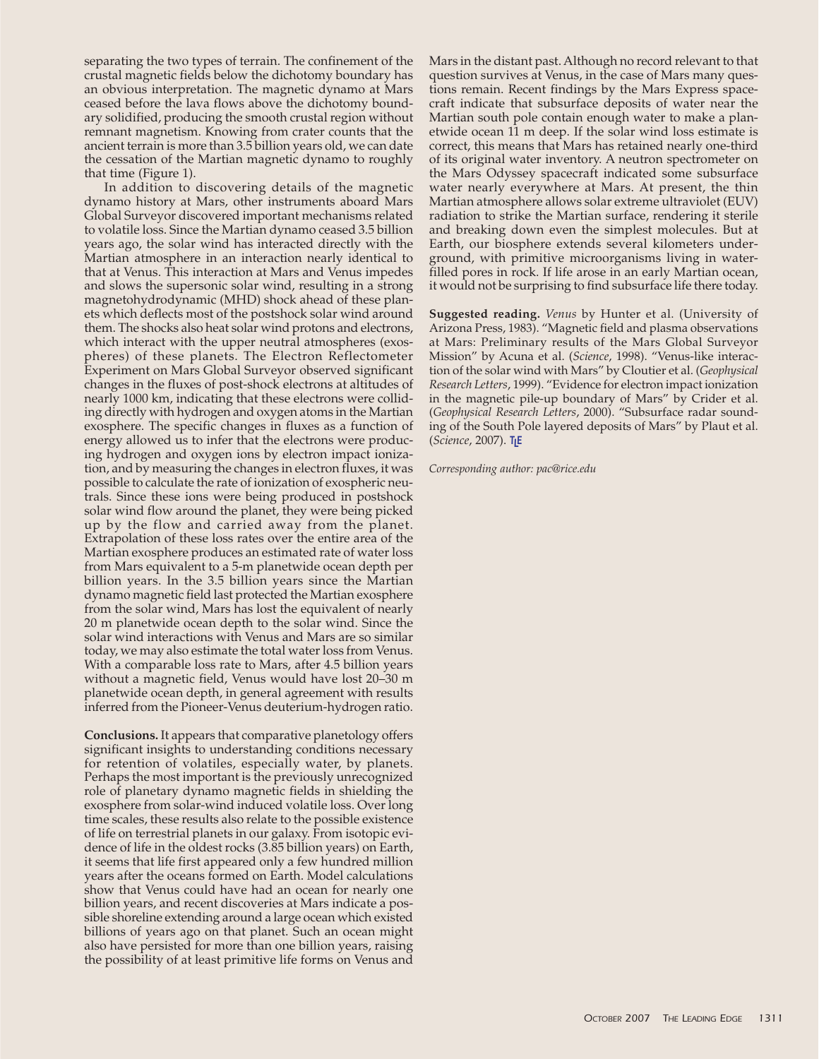separating the two types of terrain. The confinement of the crustal magnetic fields below the dichotomy boundary has an obvious interpretation. The magnetic dynamo at Mars ceased before the lava flows above the dichotomy boundary solidified, producing the smooth crustal region without remnant magnetism. Knowing from crater counts that the ancient terrain is more than 3.5 billion years old, we can date the cessation of the Martian magnetic dynamo to roughly that time (Figure 1).

In addition to discovering details of the magnetic dynamo history at Mars, other instruments aboard Mars Global Surveyor discovered important mechanisms related to volatile loss. Since the Martian dynamo ceased 3.5 billion years ago, the solar wind has interacted directly with the Martian atmosphere in an interaction nearly identical to that at Venus. This interaction at Mars and Venus impedes and slows the supersonic solar wind, resulting in a strong magnetohydrodynamic (MHD) shock ahead of these planets which deflects most of the postshock solar wind around them. The shocks also heat solar wind protons and electrons, which interact with the upper neutral atmospheres (exospheres) of these planets. The Electron Reflectometer Experiment on Mars Global Surveyor observed significant changes in the fluxes of post-shock electrons at altitudes of nearly 1000 km, indicating that these electrons were colliding directly with hydrogen and oxygen atoms in the Martian exosphere. The specific changes in fluxes as a function of energy allowed us to infer that the electrons were producing hydrogen and oxygen ions by electron impact ionization, and by measuring the changes in electron fluxes, it was possible to calculate the rate of ionization of exospheric neutrals. Since these ions were being produced in postshock solar wind flow around the planet, they were being picked up by the flow and carried away from the planet. Extrapolation of these loss rates over the entire area of the Martian exosphere produces an estimated rate of water loss from Mars equivalent to a 5-m planetwide ocean depth per billion years. In the 3.5 billion years since the Martian dynamo magnetic field last protected the Martian exosphere from the solar wind, Mars has lost the equivalent of nearly 20 m planetwide ocean depth to the solar wind. Since the solar wind interactions with Venus and Mars are so similar today, we may also estimate the total water loss from Venus. With a comparable loss rate to Mars, after 4.5 billion years without a magnetic field, Venus would have lost 20–30 m planetwide ocean depth, in general agreement with results inferred from the Pioneer-Venus deuterium-hydrogen ratio.

**Conclusions.** It appears that comparative planetology offers significant insights to understanding conditions necessary for retention of volatiles, especially water, by planets. Perhaps the most important is the previously unrecognized role of planetary dynamo magnetic fields in shielding the exosphere from solar-wind induced volatile loss. Over long time scales, these results also relate to the possible existence of life on terrestrial planets in our galaxy. From isotopic evidence of life in the oldest rocks (3.85 billion years) on Earth, it seems that life first appeared only a few hundred million years after the oceans formed on Earth. Model calculations show that Venus could have had an ocean for nearly one billion years, and recent discoveries at Mars indicate a possible shoreline extending around a large ocean which existed billions of years ago on that planet. Such an ocean might also have persisted for more than one billion years, raising the possibility of at least primitive life forms on Venus and Mars in the distant past. Although no record relevant to that question survives at Venus, in the case of Mars many questions remain. Recent findings by the Mars Express spacecraft indicate that subsurface deposits of water near the Martian south pole contain enough water to make a planetwide ocean 11 m deep. If the solar wind loss estimate is correct, this means that Mars has retained nearly one-third of its original water inventory. A neutron spectrometer on the Mars Odyssey spacecraft indicated some subsurface water nearly everywhere at Mars. At present, the thin Martian atmosphere allows solar extreme ultraviolet (EUV) radiation to strike the Martian surface, rendering it sterile and breaking down even the simplest molecules. But at Earth, our biosphere extends several kilometers underground, with primitive microorganisms living in water-filled pores in rock. If life arose in an early Martian ocean, it would not be surprising to find subsurface life there today.

**Suggested reading.** *Venus* by Hunter et al. (University of Arizona Press, 1983). "Magnetic field and plasma observations at Mars: Preliminary results of the Mars Global Surveyor Mission" by Acuna et al. (*Science*, 1998). "Venus-like interaction of the solar wind with Mars" by Cloutier et al. (*Geophysical Research Letters*, 1999). "Evidence for electron impact ionization in the magnetic pile-up boundary of Mars" by Crider et al. (*Geophysical Research Letters*, 2000). "Subsurface radar sounding of the South Pole layered deposits of Mars" by Plaut et al. (*Science*, 2007). TLE

*Corresponding author: pac@rice.edu*